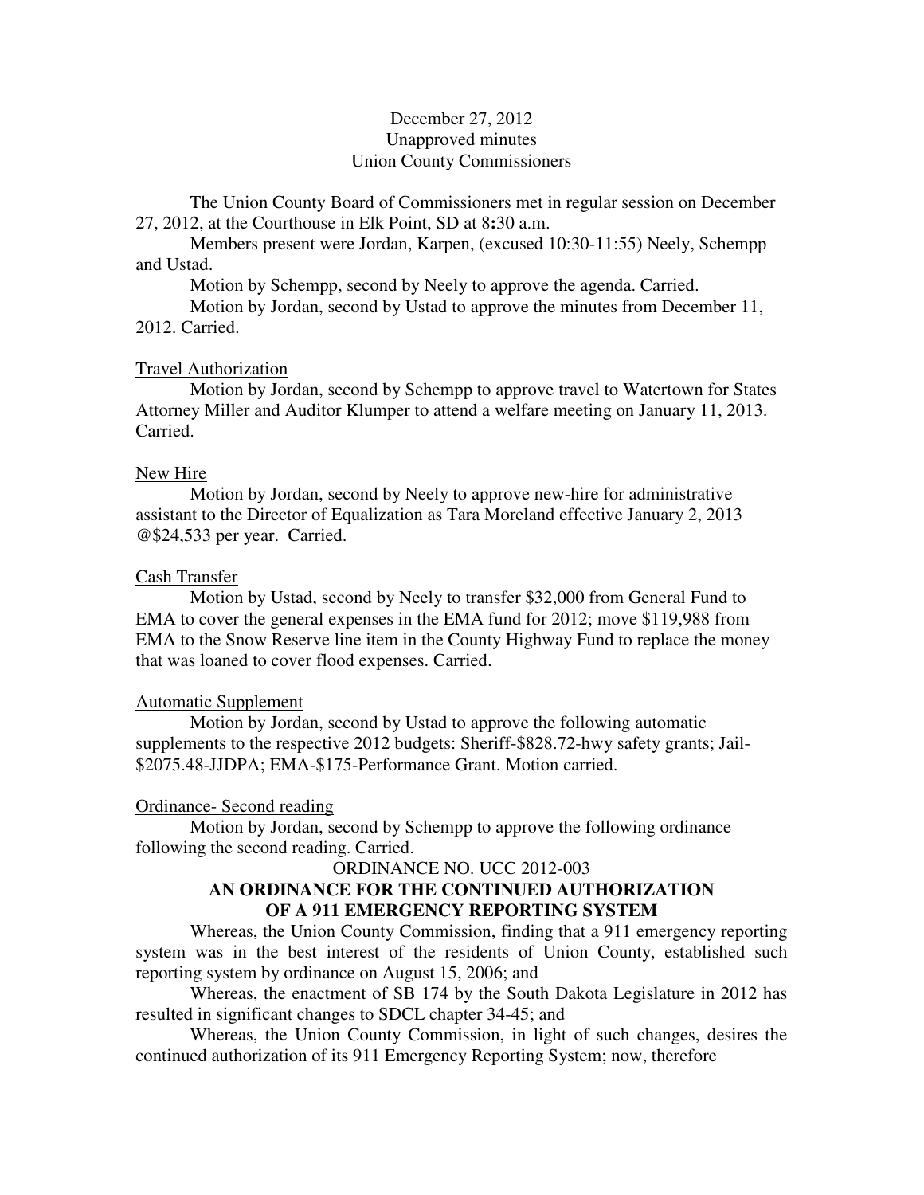December 27, 2012
Unapproved minutes
Union County Commissioners

The Union County Board of Commissioners met in regular session on December 27, 2012, at the Courthouse in Elk Point, SD at 8:30 a.m.

Members present were Jordan, Karpen, (excused 10:30-11:55) Neely, Schempp and Ustad.

Motion by Schempp, second by Neely to approve the agenda. Carried.

Motion by Jordan, second by Ustad to approve the minutes from December 11, 2012. Carried.

Travel Authorization

Motion by Jordan, second by Schempp to approve travel to Watertown for States Attorney Miller and Auditor Klumper to attend a welfare meeting on January 11, 2013. Carried.

New Hire

Motion by Jordan, second by Neely to approve new-hire for administrative assistant to the Director of Equalization as Tara Moreland effective January 2, 2013 @$24,533 per year. Carried.

Cash Transfer

Motion by Ustad, second by Neely to transfer $32,000 from General Fund to EMA to cover the general expenses in the EMA fund for 2012; move $119,988 from EMA to the Snow Reserve line item in the County Highway Fund to replace the money that was loaned to cover flood expenses. Carried.

Automatic Supplement

Motion by Jordan, second by Ustad to approve the following automatic supplements to the respective 2012 budgets: Sheriff-$828.72-hwy safety grants; Jail-$2075.48-JJDPA; EMA-$175-Performance Grant. Motion carried.

Ordinance- Second reading

Motion by Jordan, second by Schempp to approve the following ordinance following the second reading. Carried.

ORDINANCE NO. UCC 2012-003

**AN ORDINANCE FOR THE CONTINUED AUTHORIZATION OF A 911 EMERGENCY REPORTING SYSTEM**

Whereas, the Union County Commission, finding that a 911 emergency reporting system was in the best interest of the residents of Union County, established such reporting system by ordinance on August 15, 2006; and

Whereas, the enactment of SB 174 by the South Dakota Legislature in 2012 has resulted in significant changes to SDCL chapter 34-45; and

Whereas, the Union County Commission, in light of such changes, desires the continued authorization of its 911 Emergency Reporting System; now, therefore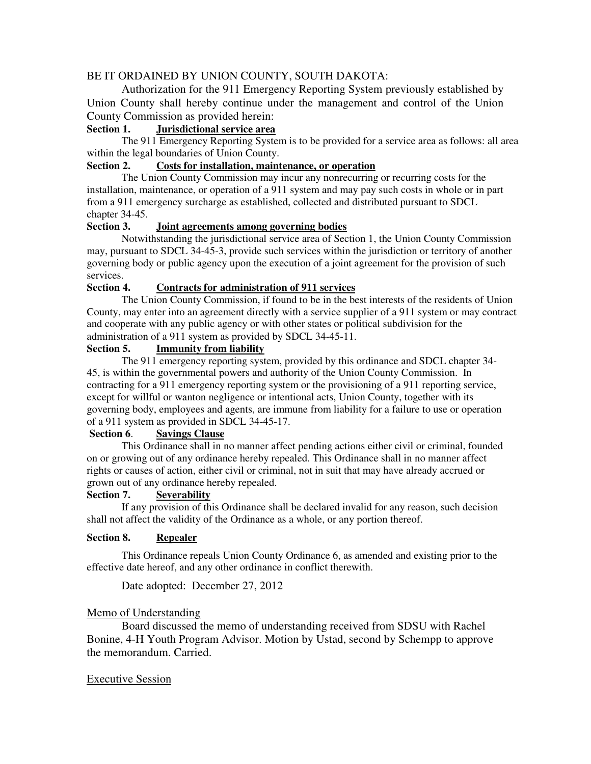BE IT ORDAINED BY UNION COUNTY, SOUTH DAKOTA:

Authorization for the 911 Emergency Reporting System previously established by Union County shall hereby continue under the management and control of the Union County Commission as provided herein:

**Section 1. Jurisdictional service area**

The 911 Emergency Reporting System is to be provided for a service area as follows: all area within the legal boundaries of Union County.

**Section 2. Costs for installation, maintenance, or operation**

The Union County Commission may incur any nonrecurring or recurring costs for the installation, maintenance, or operation of a 911 system and may pay such costs in whole or in part from a 911 emergency surcharge as established, collected and distributed pursuant to SDCL chapter 34-45.

**Section 3. Joint agreements among governing bodies**

Notwithstanding the jurisdictional service area of Section 1, the Union County Commission may, pursuant to SDCL 34-45-3, provide such services within the jurisdiction or territory of another governing body or public agency upon the execution of a joint agreement for the provision of such services.

**Section 4. Contracts for administration of 911 services**

The Union County Commission, if found to be in the best interests of the residents of Union County, may enter into an agreement directly with a service supplier of a 911 system or may contract and cooperate with any public agency or with other states or political subdivision for the administration of a 911 system as provided by SDCL 34-45-11.

**Section 5. Immunity from liability**

The 911 emergency reporting system, provided by this ordinance and SDCL chapter 34-45, is within the governmental powers and authority of the Union County Commission. In contracting for a 911 emergency reporting system or the provisioning of a 911 reporting service, except for willful or wanton negligence or intentional acts, Union County, together with its governing body, employees and agents, are immune from liability for a failure to use or operation of a 911 system as provided in SDCL 34-45-17.

**Section 6. Savings Clause**

This Ordinance shall in no manner affect pending actions either civil or criminal, founded on or growing out of any ordinance hereby repealed. This Ordinance shall in no manner affect rights or causes of action, either civil or criminal, not in suit that may have already accrued or grown out of any ordinance hereby repealed.

**Section 7. Severability**

If any provision of this Ordinance shall be declared invalid for any reason, such decision shall not affect the validity of the Ordinance as a whole, or any portion thereof.

**Section 8. Repealer**

This Ordinance repeals Union County Ordinance 6, as amended and existing prior to the effective date hereof, and any other ordinance in conflict therewith.

Date adopted: December 27, 2012

Memo of Understanding

Board discussed the memo of understanding received from SDSU with Rachel Bonine, 4-H Youth Program Advisor. Motion by Ustad, second by Schempp to approve the memorandum. Carried.

Executive Session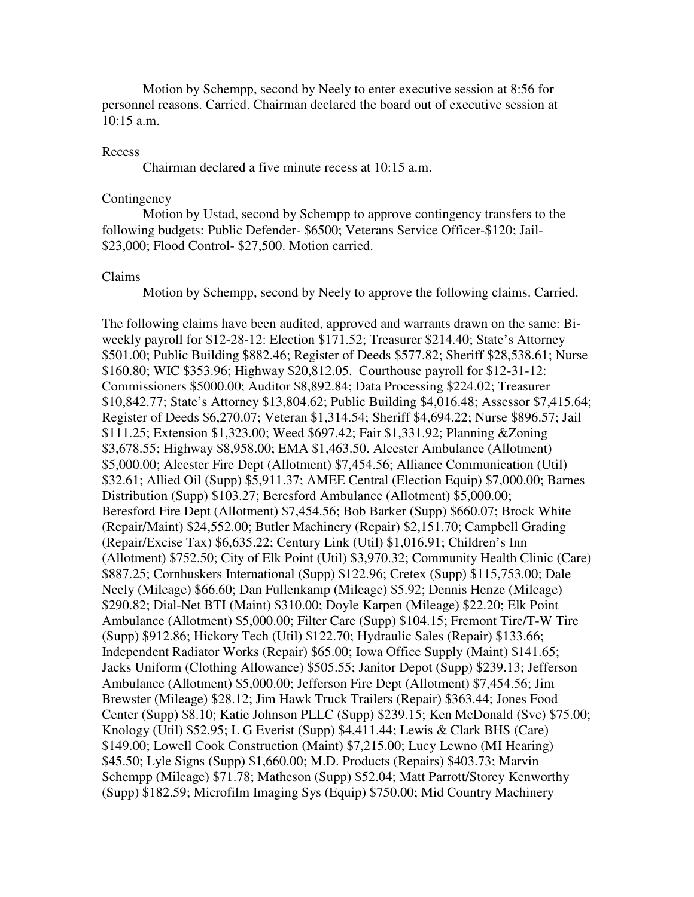Motion by Schempp, second by Neely to enter executive session at 8:56 for personnel reasons. Carried. Chairman declared the board out of executive session at 10:15 a.m.

Recess

Chairman declared a five minute recess at 10:15 a.m.

Contingency

Motion by Ustad, second by Schempp to approve contingency transfers to the following budgets: Public Defender- $6500; Veterans Service Officer-$120; Jail- $23,000; Flood Control- $27,500. Motion carried.

Claims

Motion by Schempp, second by Neely to approve the following claims. Carried.

The following claims have been audited, approved and warrants drawn on the same: Bi-weekly payroll for 12-28-12: Election $171.52; Treasurer $214.40; State's Attorney $501.00; Public Building $882.46; Register of Deeds $577.82; Sheriff $28,538.61; Nurse $160.80; WIC $353.96; Highway $20,812.05. Courthouse payroll for 12-31-12: Commissioners $5000.00; Auditor $8,892.84; Data Processing $224.02; Treasurer $10,842.77; State's Attorney $13,804.62; Public Building $4,016.48; Assessor $7,415.64; Register of Deeds $6,270.07; Veteran $1,314.54; Sheriff $4,694.22; Nurse $896.57; Jail $111.25; Extension $1,323.00; Weed $697.42; Fair $1,331.92; Planning &Zoning $3,678.55; Highway $8,958.00; EMA $1,463.50. Alcester Ambulance (Allotment) $5,000.00; Alcester Fire Dept (Allotment) $7,454.56; Alliance Communication (Util) $32.61; Allied Oil (Supp) $5,911.37; AMEE Central (Election Equip) $7,000.00; Barnes Distribution (Supp) $103.27; Beresford Ambulance (Allotment) $5,000.00; Beresford Fire Dept (Allotment) $7,454.56; Bob Barker (Supp) $660.07; Brock White (Repair/Maint) $24,552.00; Butler Machinery (Repair) $2,151.70; Campbell Grading (Repair/Excise Tax) $6,635.22; Century Link (Util) $1,016.91; Children's Inn (Allotment) $752.50; City of Elk Point (Util) $3,970.32; Community Health Clinic (Care) $887.25; Cornhuskers International (Supp) $122.96; Cretex (Supp) $115,753.00; Dale Neely (Mileage) $66.60; Dan Fullenkamp (Mileage) $5.92; Dennis Henze (Mileage) $290.82; Dial-Net BTI (Maint) $310.00; Doyle Karpen (Mileage) $22.20; Elk Point Ambulance (Allotment) $5,000.00; Filter Care (Supp) $104.15; Fremont Tire/T-W Tire (Supp) $912.86; Hickory Tech (Util) $122.70; Hydraulic Sales (Repair) $133.66; Independent Radiator Works (Repair) $65.00; Iowa Office Supply (Maint) $141.65; Jacks Uniform (Clothing Allowance) $505.55; Janitor Depot (Supp) $239.13; Jefferson Ambulance (Allotment) $5,000.00; Jefferson Fire Dept (Allotment) $7,454.56; Jim Brewster (Mileage) $28.12; Jim Hawk Truck Trailers (Repair) $363.44; Jones Food Center (Supp) $8.10; Katie Johnson PLLC (Supp) $239.15; Ken McDonald (Svc) $75.00; Knology (Util) $52.95; L G Everist (Supp) $4,411.44; Lewis & Clark BHS (Care) $149.00; Lowell Cook Construction (Maint) $7,215.00; Lucy Lewno (MI Hearing) $45.50; Lyle Signs (Supp) $1,660.00; M.D. Products (Repairs) $403.73; Marvin Schempp (Mileage) $71.78; Matheson (Supp) $52.04; Matt Parrott/Storey Kenworthy (Supp) $182.59; Microfilm Imaging Sys (Equip) $750.00; Mid Country Machinery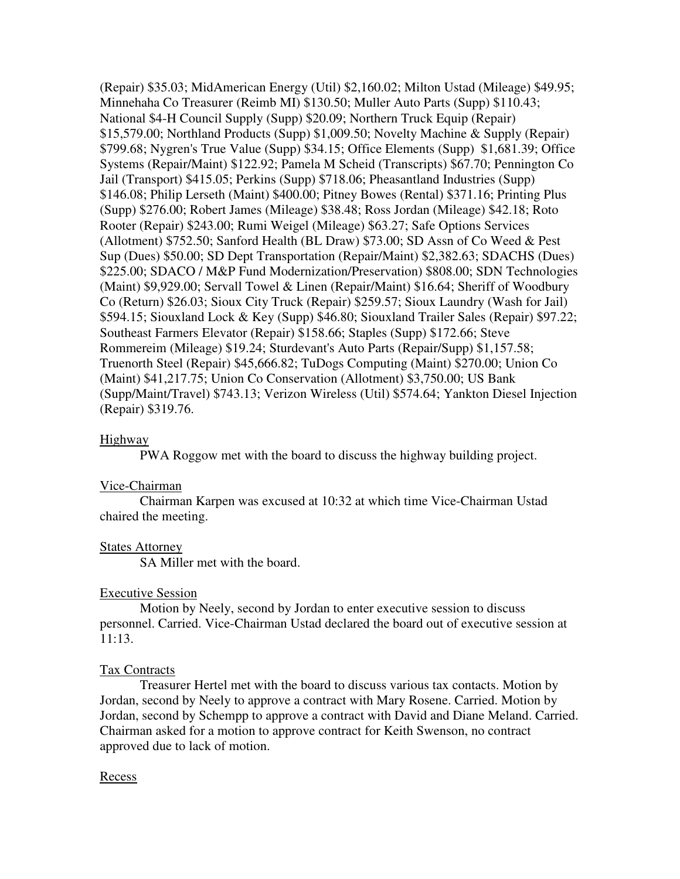(Repair) $35.03; MidAmerican Energy (Util) $2,160.02; Milton Ustad (Mileage) $49.95; Minnehaha Co Treasurer (Reimb MI) $130.50; Muller Auto Parts (Supp) $110.43; National 4-H Council Supply (Supp) $20.09; Northern Truck Equip (Repair) $15,579.00; Northland Products (Supp) $1,009.50; Novelty Machine & Supply (Repair) $799.68; Nygren's True Value (Supp) $34.15; Office Elements (Supp) $1,681.39; Office Systems (Repair/Maint) $122.92; Pamela M Scheid (Transcripts) $67.70; Pennington Co Jail (Transport) $415.05; Perkins (Supp) $718.06; Pheasantland Industries (Supp) $146.08; Philip Lerseth (Maint) $400.00; Pitney Bowes (Rental) $371.16; Printing Plus (Supp) $276.00; Robert James (Mileage) $38.48; Ross Jordan (Mileage) $42.18; Roto Rooter (Repair) $243.00; Rumi Weigel (Mileage) $63.27; Safe Options Services (Allotment) $752.50; Sanford Health (BL Draw) $73.00; SD Assn of Co Weed & Pest Sup (Dues) $50.00; SD Dept Transportation (Repair/Maint) $2,382.63; SDACHS (Dues) $225.00; SDACO / M&P Fund Modernization/Preservation) $808.00; SDN Technologies (Maint) $9,929.00; Servall Towel & Linen (Repair/Maint) $16.64; Sheriff of Woodbury Co (Return) $26.03; Sioux City Truck (Repair) $259.57; Sioux Laundry (Wash for Jail) $594.15; Siouxland Lock & Key (Supp) $46.80; Siouxland Trailer Sales (Repair) $97.22; Southeast Farmers Elevator (Repair) $158.66; Staples (Supp) $172.66; Steve Rommereim (Mileage) $19.24; Sturdevant's Auto Parts (Repair/Supp) $1,157.58; Truenorth Steel (Repair) $45,666.82; TuDogs Computing (Maint) $270.00; Union Co (Maint) $41,217.75; Union Co Conservation (Allotment) $3,750.00; US Bank (Supp/Maint/Travel) $743.13; Verizon Wireless (Util) $574.64; Yankton Diesel Injection (Repair) $319.76.

Highway

PWA Roggow met with the board to discuss the highway building project.

Vice-Chairman

Chairman Karpen was excused at 10:32 at which time Vice-Chairman Ustad chaired the meeting.

States Attorney

SA Miller met with the board.

Executive Session

Motion by Neely, second by Jordan to enter executive session to discuss personnel. Carried. Vice-Chairman Ustad declared the board out of executive session at 11:13.

Tax Contracts

Treasurer Hertel met with the board to discuss various tax contacts. Motion by Jordan, second by Neely to approve a contract with Mary Rosene. Carried. Motion by Jordan, second by Schempp to approve a contract with David and Diane Meland. Carried. Chairman asked for a motion to approve contract for Keith Swenson, no contract approved due to lack of motion.

Recess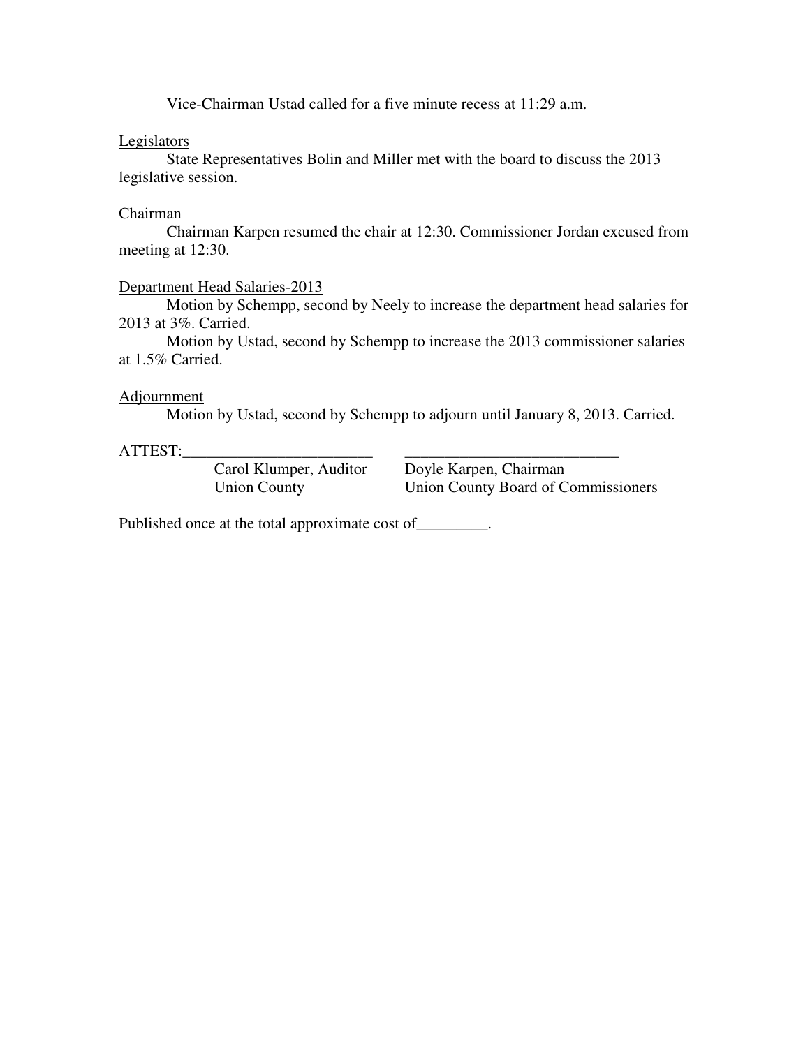Vice-Chairman Ustad called for a five minute recess at 11:29 a.m.

Legislators

State Representatives Bolin and Miller met with the board to discuss the 2013 legislative session.

Chairman

Chairman Karpen resumed the chair at 12:30. Commissioner Jordan excused from meeting at 12:30.

Department Head Salaries-2013

Motion by Schempp, second by Neely to increase the department head salaries for 2013 at 3%. Carried.

Motion by Ustad, second by Schempp to increase the 2013 commissioner salaries at 1.5% Carried.

Adjournment

Motion by Ustad, second by Schempp to adjourn until January 8, 2013. Carried.

ATTEST:________________________ ___________________________

Carol Klumper, Auditor — Doyle Karpen, Chairman

Union County — Union County Board of Commissioners

Published once at the total approximate cost of_________.